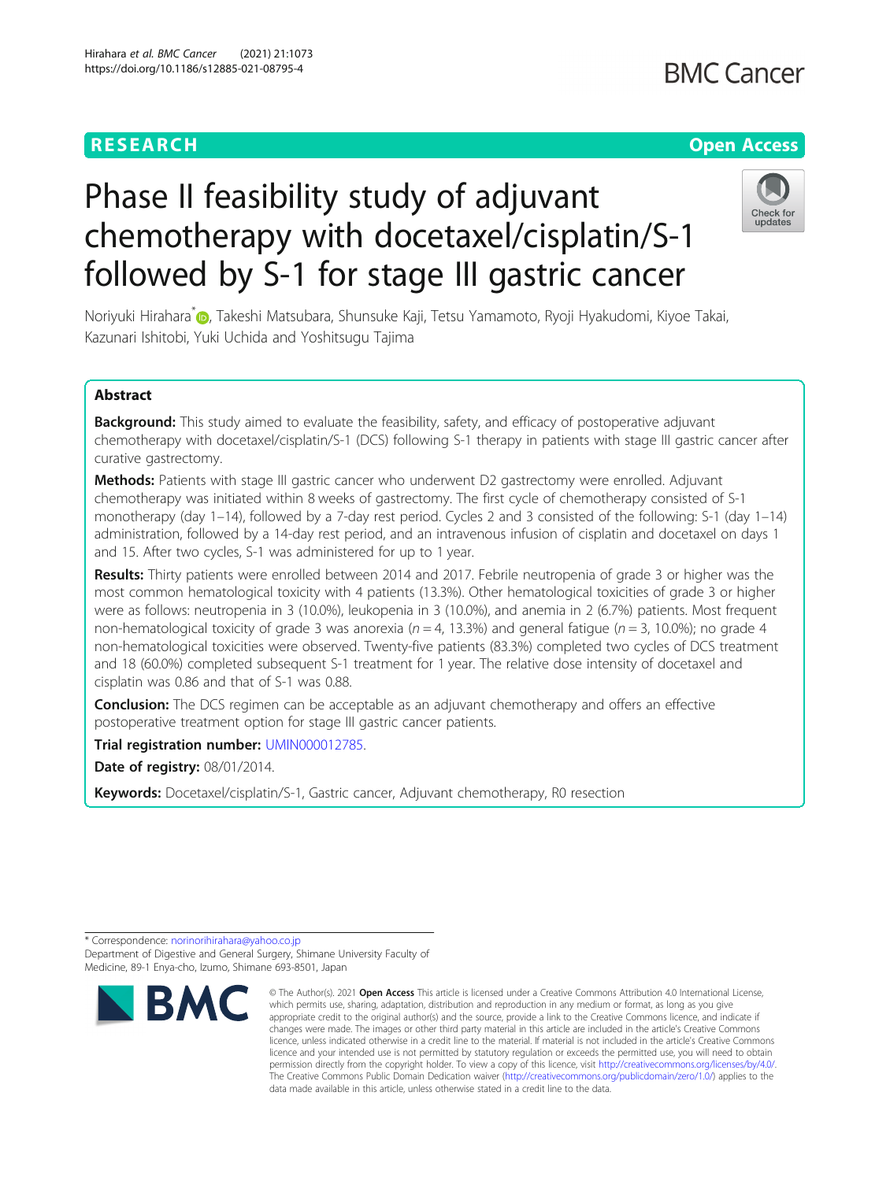RESEARCH

Open Access

# Phase II feasibility study of adjuvant chemotherapy with docetaxel/cisplatin/S-1 followed by S-1 for stage III gastric cancer

Noriyuki Hirahara*, Takeshi Matsubara, Shunsuke Kaji, Tetsu Yamamoto, Ryoji Hyakudomi, Kiyoe Takai, Kazunari Ishitobi, Yuki Uchida and Yoshitsugu Tajima

## Abstract

**Background:** This study aimed to evaluate the feasibility, safety, and efficacy of postoperative adjuvant chemotherapy with docetaxel/cisplatin/S-1 (DCS) following S-1 therapy in patients with stage III gastric cancer after curative gastrectomy.

**Methods:** Patients with stage III gastric cancer who underwent D2 gastrectomy were enrolled. Adjuvant chemotherapy was initiated within 8 weeks of gastrectomy. The first cycle of chemotherapy consisted of S-1 monotherapy (day 1–14), followed by a 7-day rest period. Cycles 2 and 3 consisted of the following: S-1 (day 1–14) administration, followed by a 14-day rest period, and an intravenous infusion of cisplatin and docetaxel on days 1 and 15. After two cycles, S-1 was administered for up to 1 year.

**Results:** Thirty patients were enrolled between 2014 and 2017. Febrile neutropenia of grade 3 or higher was the most common hematological toxicity with 4 patients (13.3%). Other hematological toxicities of grade 3 or higher were as follows: neutropenia in 3 (10.0%), leukopenia in 3 (10.0%), and anemia in 2 (6.7%) patients. Most frequent non-hematological toxicity of grade 3 was anorexia ($n = 4$, 13.3%) and general fatigue ($n = 3$, 10.0%); no grade 4 non-hematological toxicities were observed. Twenty-five patients (83.3%) completed two cycles of DCS treatment and 18 (60.0%) completed subsequent S-1 treatment for 1 year. The relative dose intensity of docetaxel and cisplatin was 0.86 and that of S-1 was 0.88.

**Conclusion:** The DCS regimen can be acceptable as an adjuvant chemotherapy and offers an effective postoperative treatment option for stage III gastric cancer patients.

**Trial registration number:** UMIN000012785.

**Date of registry:** 08/01/2014.

**Keywords:** Docetaxel/cisplatin/S-1, Gastric cancer, Adjuvant chemotherapy, R0 resection

---

* Correspondence: norinorihirahara@yahoo.co.jp

Department of Digestive and General Surgery, Shimane University Faculty of Medicine, 89-1 Enya-cho, Izumo, Shimane 693-8501, Japan

© The Author(s). 2021 **Open Access** This article is licensed under a Creative Commons Attribution 4.0 International License, which permits use, sharing, adaptation, distribution and reproduction in any medium or format, as long as you give appropriate credit to the original author(s) and the source, provide a link to the Creative Commons licence, and indicate if changes were made. The images or other third party material in this article are included in the article's Creative Commons licence, unless indicated otherwise in a credit line to the material. If material is not included in the article's Creative Commons licence and your intended use is not permitted by statutory regulation or exceeds the permitted use, you will need to obtain permission directly from the copyright holder. To view a copy of this licence, visit http://creativecommons.org/licenses/by/4.0/. The Creative Commons Public Domain Dedication waiver (http://creativecommons.org/publicdomain/zero/1.0/) applies to the data made available in this article, unless otherwise stated in a credit line to the data.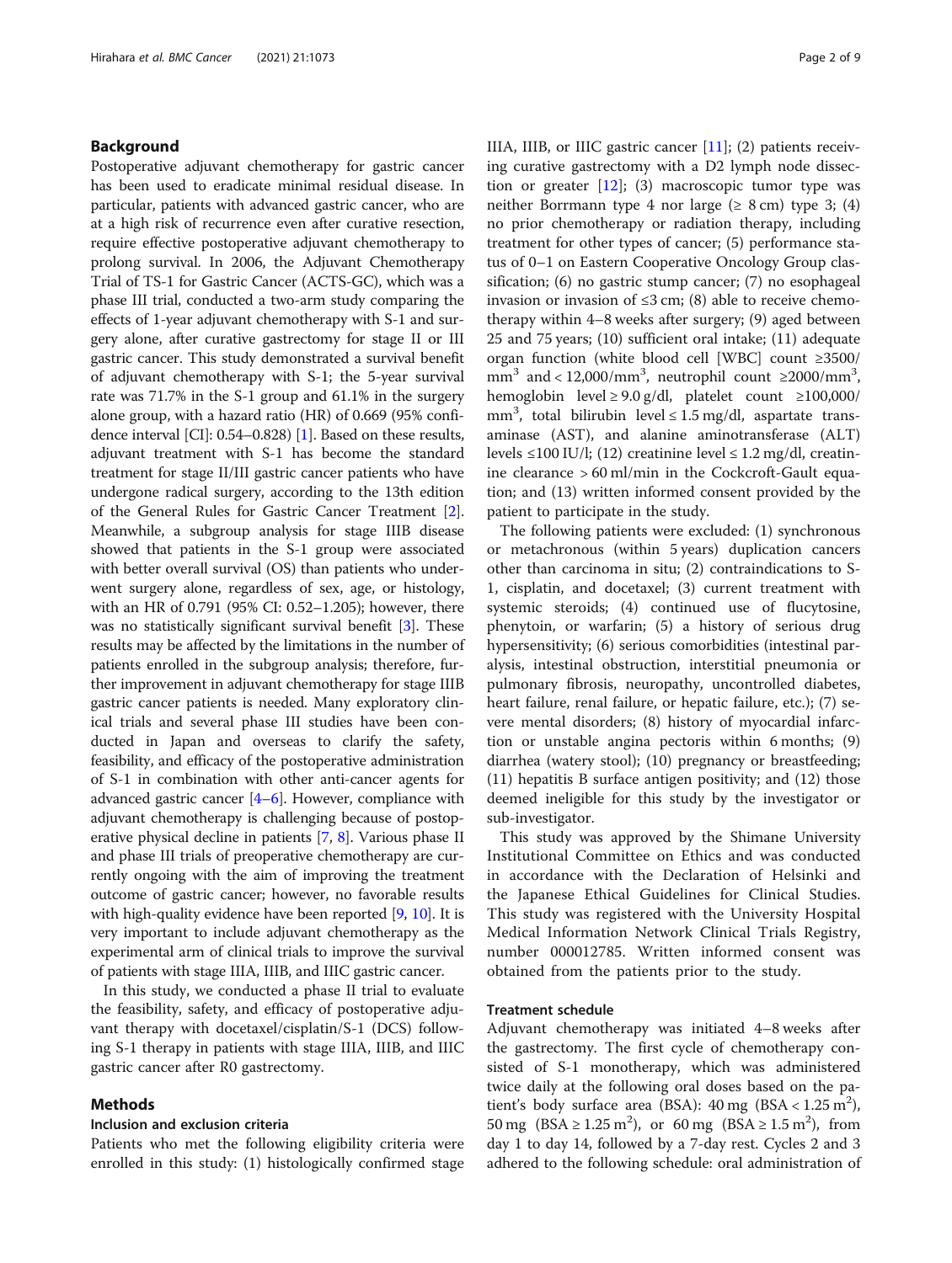## Background

Postoperative adjuvant chemotherapy for gastric cancer has been used to eradicate minimal residual disease. In particular, patients with advanced gastric cancer, who are at a high risk of recurrence even after curative resection, require effective postoperative adjuvant chemotherapy to prolong survival. In 2006, the Adjuvant Chemotherapy Trial of TS-1 for Gastric Cancer (ACTS-GC), which was a phase III trial, conducted a two-arm study comparing the effects of 1-year adjuvant chemotherapy with S-1 and surgery alone, after curative gastrectomy for stage II or III gastric cancer. This study demonstrated a survival benefit of adjuvant chemotherapy with S-1; the 5-year survival rate was 71.7% in the S-1 group and 61.1% in the surgery alone group, with a hazard ratio (HR) of 0.669 (95% confidence interval [CI]: 0.54–0.828) [1]. Based on these results, adjuvant treatment with S-1 has become the standard treatment for stage II/III gastric cancer patients who have undergone radical surgery, according to the 13th edition of the General Rules for Gastric Cancer Treatment [2]. Meanwhile, a subgroup analysis for stage IIIB disease showed that patients in the S-1 group were associated with better overall survival (OS) than patients who underwent surgery alone, regardless of sex, age, or histology, with an HR of 0.791 (95% CI: 0.52–1.205); however, there was no statistically significant survival benefit [3]. These results may be affected by the limitations in the number of patients enrolled in the subgroup analysis; therefore, further improvement in adjuvant chemotherapy for stage IIIB gastric cancer patients is needed. Many exploratory clinical trials and several phase III studies have been conducted in Japan and overseas to clarify the safety, feasibility, and efficacy of the postoperative administration of S-1 in combination with other anti-cancer agents for advanced gastric cancer [4–6]. However, compliance with adjuvant chemotherapy is challenging because of postoperative physical decline in patients [7, 8]. Various phase II and phase III trials of preoperative chemotherapy are currently ongoing with the aim of improving the treatment outcome of gastric cancer; however, no favorable results with high-quality evidence have been reported [9, 10]. It is very important to include adjuvant chemotherapy as the experimental arm of clinical trials to improve the survival of patients with stage IIIA, IIIB, and IIIC gastric cancer.

In this study, we conducted a phase II trial to evaluate the feasibility, safety, and efficacy of postoperative adjuvant therapy with docetaxel/cisplatin/S-1 (DCS) following S-1 therapy in patients with stage IIIA, IIIB, and IIIC gastric cancer after R0 gastrectomy.

## Methods

### Inclusion and exclusion criteria

Patients who met the following eligibility criteria were enrolled in this study: (1) histologically confirmed stage IIIA, IIIB, or IIIC gastric cancer [11]; (2) patients receiving curative gastrectomy with a D2 lymph node dissection or greater [12]; (3) macroscopic tumor type was neither Borrmann type 4 nor large (≥ 8 cm) type 3; (4) no prior chemotherapy or radiation therapy, including treatment for other types of cancer; (5) performance status of 0–1 on Eastern Cooperative Oncology Group classification; (6) no gastric stump cancer; (7) no esophageal invasion or invasion of ≤3 cm; (8) able to receive chemotherapy within 4–8 weeks after surgery; (9) aged between 25 and 75 years; (10) sufficient oral intake; (11) adequate organ function (white blood cell [WBC] count ≥3500/$mm^3$ and < 12,000/$mm^3$, neutrophil count ≥2000/$mm^3$, hemoglobin level ≥ 9.0 g/dl, platelet count ≥100,000/$mm^3$, total bilirubin level ≤ 1.5 mg/dl, aspartate transaminase (AST), and alanine aminotransferase (ALT) levels ≤100 IU/l; (12) creatinine level ≤ 1.2 mg/dl, creatinine clearance > 60 ml/min in the Cockcroft-Gault equation; and (13) written informed consent provided by the patient to participate in the study.

The following patients were excluded: (1) synchronous or metachronous (within 5 years) duplication cancers other than carcinoma in situ; (2) contraindications to S-1, cisplatin, and docetaxel; (3) current treatment with systemic steroids; (4) continued use of flucytosine, phenytoin, or warfarin; (5) a history of serious drug hypersensitivity; (6) serious comorbidities (intestinal paralysis, intestinal obstruction, interstitial pneumonia or pulmonary fibrosis, neuropathy, uncontrolled diabetes, heart failure, renal failure, or hepatic failure, etc.); (7) severe mental disorders; (8) history of myocardial infarction or unstable angina pectoris within 6 months; (9) diarrhea (watery stool); (10) pregnancy or breastfeeding; (11) hepatitis B surface antigen positivity; and (12) those deemed ineligible for this study by the investigator or sub-investigator.

This study was approved by the Shimane University Institutional Committee on Ethics and was conducted in accordance with the Declaration of Helsinki and the Japanese Ethical Guidelines for Clinical Studies. This study was registered with the University Hospital Medical Information Network Clinical Trials Registry, number 000012785. Written informed consent was obtained from the patients prior to the study.

### Treatment schedule

Adjuvant chemotherapy was initiated 4–8 weeks after the gastrectomy. The first cycle of chemotherapy consisted of S-1 monotherapy, which was administered twice daily at the following oral doses based on the patient's body surface area (BSA): 40 mg (BSA < 1.25 $m^2$), 50 mg (BSA ≥ 1.25 $m^2$), or 60 mg (BSA ≥ 1.5 $m^2$), from day 1 to day 14, followed by a 7-day rest. Cycles 2 and 3 adhered to the following schedule: oral administration of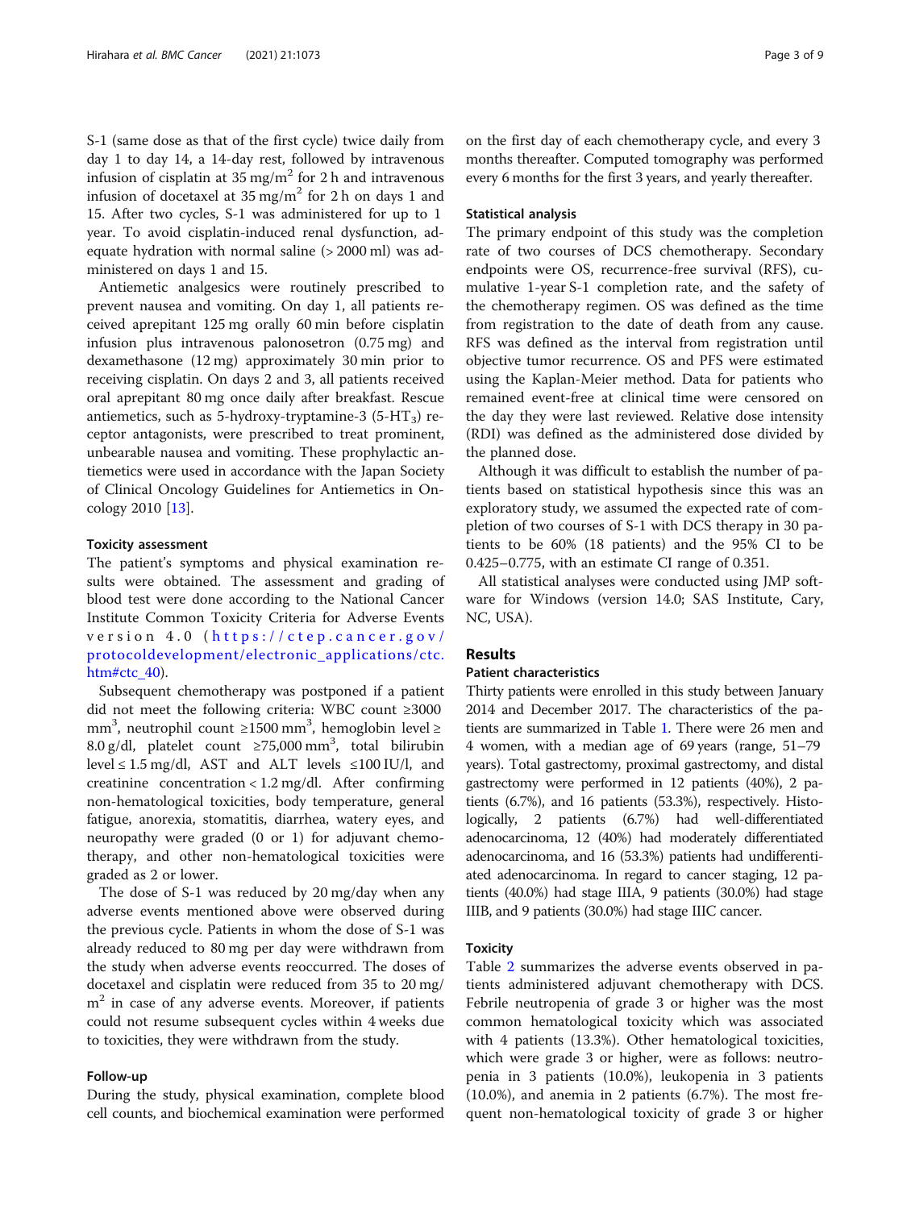S-1 (same dose as that of the first cycle) twice daily from day 1 to day 14, a 14-day rest, followed by intravenous infusion of cisplatin at 35 mg/m$^2$ for 2 h and intravenous infusion of docetaxel at 35 mg/m$^2$ for 2 h on days 1 and 15. After two cycles, S-1 was administered for up to 1 year. To avoid cisplatin-induced renal dysfunction, adequate hydration with normal saline (> 2000 ml) was administered on days 1 and 15.

Antiemetic analgesics were routinely prescribed to prevent nausea and vomiting. On day 1, all patients received aprepitant 125 mg orally 60 min before cisplatin infusion plus intravenous palonosetron (0.75 mg) and dexamethasone (12 mg) approximately 30 min prior to receiving cisplatin. On days 2 and 3, all patients received oral aprepitant 80 mg once daily after breakfast. Rescue antiemetics, such as 5-hydroxy-tryptamine-3 (5-HT$_3$) receptor antagonists, were prescribed to treat prominent, unbearable nausea and vomiting. These prophylactic antiemetics were used in accordance with the Japan Society of Clinical Oncology Guidelines for Antiemetics in Oncology 2010 [13].

### Toxicity assessment

The patient's symptoms and physical examination results were obtained. The assessment and grading of blood test were done according to the National Cancer Institute Common Toxicity Criteria for Adverse Events version 4.0 (https://ctep.cancer.gov/protocoldevelopment/electronic_applications/ctc.htm#ctc_40).

Subsequent chemotherapy was postponed if a patient did not meet the following criteria: WBC count ≥3000 mm$^3$, neutrophil count ≥1500 mm$^3$, hemoglobin level ≥ 8.0 g/dl, platelet count ≥75,000 mm$^3$, total bilirubin level ≤ 1.5 mg/dl, AST and ALT levels ≤100 IU/l, and creatinine concentration < 1.2 mg/dl. After confirming non-hematological toxicities, body temperature, general fatigue, anorexia, stomatitis, diarrhea, watery eyes, and neuropathy were graded (0 or 1) for adjuvant chemotherapy, and other non-hematological toxicities were graded as 2 or lower.

The dose of S-1 was reduced by 20 mg/day when any adverse events mentioned above were observed during the previous cycle. Patients in whom the dose of S-1 was already reduced to 80 mg per day were withdrawn from the study when adverse events reoccurred. The doses of docetaxel and cisplatin were reduced from 35 to 20 mg/m$^2$ in case of any adverse events. Moreover, if patients could not resume subsequent cycles within 4 weeks due to toxicities, they were withdrawn from the study.

### Follow-up

During the study, physical examination, complete blood cell counts, and biochemical examination were performed on the first day of each chemotherapy cycle, and every 3 months thereafter. Computed tomography was performed every 6 months for the first 3 years, and yearly thereafter.

### Statistical analysis

The primary endpoint of this study was the completion rate of two courses of DCS chemotherapy. Secondary endpoints were OS, recurrence-free survival (RFS), cumulative 1-year S-1 completion rate, and the safety of the chemotherapy regimen. OS was defined as the time from registration to the date of death from any cause. RFS was defined as the interval from registration until objective tumor recurrence. OS and PFS were estimated using the Kaplan-Meier method. Data for patients who remained event-free at clinical time were censored on the day they were last reviewed. Relative dose intensity (RDI) was defined as the administered dose divided by the planned dose.

Although it was difficult to establish the number of patients based on statistical hypothesis since this was an exploratory study, we assumed the expected rate of completion of two courses of S-1 with DCS therapy in 30 patients to be 60% (18 patients) and the 95% CI to be 0.425–0.775, with an estimate CI range of 0.351.

All statistical analyses were conducted using JMP software for Windows (version 14.0; SAS Institute, Cary, NC, USA).

## Results

### Patient characteristics

Thirty patients were enrolled in this study between January 2014 and December 2017. The characteristics of the patients are summarized in Table 1. There were 26 men and 4 women, with a median age of 69 years (range, 51–79 years). Total gastrectomy, proximal gastrectomy, and distal gastrectomy were performed in 12 patients (40%), 2 patients (6.7%), and 16 patients (53.3%), respectively. Histologically, 2 patients (6.7%) had well-differentiated adenocarcinoma, 12 (40%) had moderately differentiated adenocarcinoma, and 16 (53.3%) patients had undifferentiated adenocarcinoma. In regard to cancer staging, 12 patients (40.0%) had stage IIIA, 9 patients (30.0%) had stage IIIB, and 9 patients (30.0%) had stage IIIC cancer.

### Toxicity

Table 2 summarizes the adverse events observed in patients administered adjuvant chemotherapy with DCS. Febrile neutropenia of grade 3 or higher was the most common hematological toxicity which was associated with 4 patients (13.3%). Other hematological toxicities, which were grade 3 or higher, were as follows: neutropenia in 3 patients (10.0%), leukopenia in 3 patients (10.0%), and anemia in 2 patients (6.7%). The most frequent non-hematological toxicity of grade 3 or higher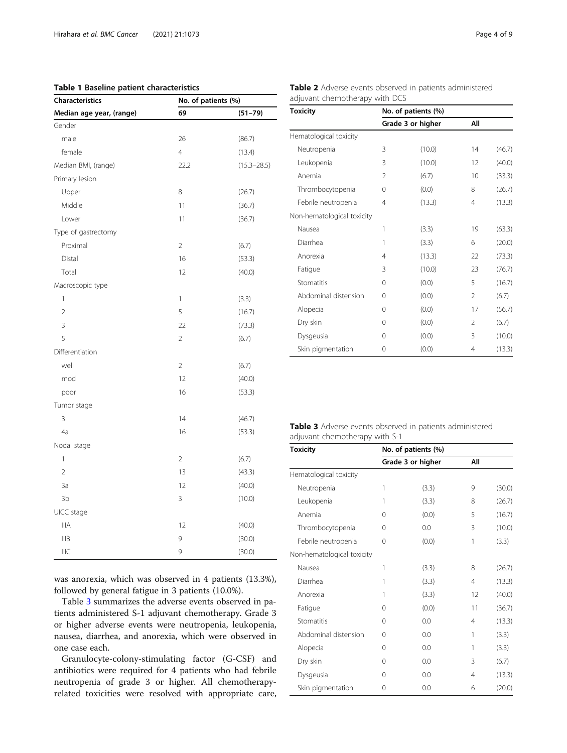**Table 1 Baseline patient characteristics**

| Characteristics | No. of patients (%) | |
|---|---|---|
| Median age year, (range) | 69 | (51–79) |
| Gender | | |
| male | 26 | (86.7) |
| female | 4 | (13.4) |
| Median BMI, (range) | 22.2 | (15.3–28.5) |
| Primary lesion | | |
| Upper | 8 | (26.7) |
| Middle | 11 | (36.7) |
| Lower | 11 | (36.7) |
| Type of gastrectomy | | |
| Proximal | 2 | (6.7) |
| Distal | 16 | (53.3) |
| Total | 12 | (40.0) |
| Macroscopic type | | |
| 1 | 1 | (3.3) |
| 2 | 5 | (16.7) |
| 3 | 22 | (73.3) |
| 5 | 2 | (6.7) |
| Differentiation | | |
| well | 2 | (6.7) |
| mod | 12 | (40.0) |
| poor | 16 | (53.3) |
| Tumor stage | | |
| 3 | 14 | (46.7) |
| 4a | 16 | (53.3) |
| Nodal stage | | |
| 1 | 2 | (6.7) |
| 2 | 13 | (43.3) |
| 3a | 12 | (40.0) |
| 3b | 3 | (10.0) |
| UICC stage | | |
| IIIA | 12 | (40.0) |
| IIIB | 9 | (30.0) |
| IIIC | 9 | (30.0) |

was anorexia, which was observed in 4 patients (13.3%), followed by general fatigue in 3 patients (10.0%).

Table 3 summarizes the adverse events observed in patients administered S-1 adjuvant chemotherapy. Grade 3 or higher adverse events were neutropenia, leukopenia, nausea, diarrhea, and anorexia, which were observed in one case each.

Granulocyte-colony-stimulating factor (G-CSF) and antibiotics were required for 4 patients who had febrile neutropenia of grade 3 or higher. All chemotherapy-related toxicities were resolved with appropriate care,

**Table 2** Adverse events observed in patients administered adjuvant chemotherapy with DCS

| Toxicity | No. of patients (%) | | | |
|---|---|---|---|---|
| | Grade 3 or higher | | All | |
| Hematological toxicity | | | | |
| Neutropenia | 3 | (10.0) | 14 | (46.7) |
| Leukopenia | 3 | (10.0) | 12 | (40.0) |
| Anemia | 2 | (6.7) | 10 | (33.3) |
| Thrombocytopenia | 0 | (0.0) | 8 | (26.7) |
| Febrile neutropenia | 4 | (13.3) | 4 | (13.3) |
| Non-hematological toxicity | | | | |
| Nausea | 1 | (3.3) | 19 | (63.3) |
| Diarrhea | 1 | (3.3) | 6 | (20.0) |
| Anorexia | 4 | (13.3) | 22 | (73.3) |
| Fatigue | 3 | (10.0) | 23 | (76.7) |
| Stomatitis | 0 | (0.0) | 5 | (16.7) |
| Abdominal distension | 0 | (0.0) | 2 | (6.7) |
| Alopecia | 0 | (0.0) | 17 | (56.7) |
| Dry skin | 0 | (0.0) | 2 | (6.7) |
| Dysgeusia | 0 | (0.0) | 3 | (10.0) |
| Skin pigmentation | 0 | (0.0) | 4 | (13.3) |

**Table 3** Adverse events observed in patients administered adjuvant chemotherapy with S-1

| Toxicity | No. of patients (%) | | | |
|---|---|---|---|---|
| | Grade 3 or higher | | All | |
| Hematological toxicity | | | | |
| Neutropenia | 1 | (3.3) | 9 | (30.0) |
| Leukopenia | 1 | (3.3) | 8 | (26.7) |
| Anemia | 0 | (0.0) | 5 | (16.7) |
| Thrombocytopenia | 0 | 0.0 | 3 | (10.0) |
| Febrile neutropenia | 0 | (0.0) | 1 | (3.3) |
| Non-hematological toxicity | | | | |
| Nausea | 1 | (3.3) | 8 | (26.7) |
| Diarrhea | 1 | (3.3) | 4 | (13.3) |
| Anorexia | 1 | (3.3) | 12 | (40.0) |
| Fatigue | 0 | (0.0) | 11 | (36.7) |
| Stomatitis | 0 | 0.0 | 4 | (13.3) |
| Abdominal distension | 0 | 0.0 | 1 | (3.3) |
| Alopecia | 0 | 0.0 | 1 | (3.3) |
| Dry skin | 0 | 0.0 | 3 | (6.7) |
| Dysgeusia | 0 | 0.0 | 4 | (13.3) |
| Skin pigmentation | 0 | 0.0 | 6 | (20.0) |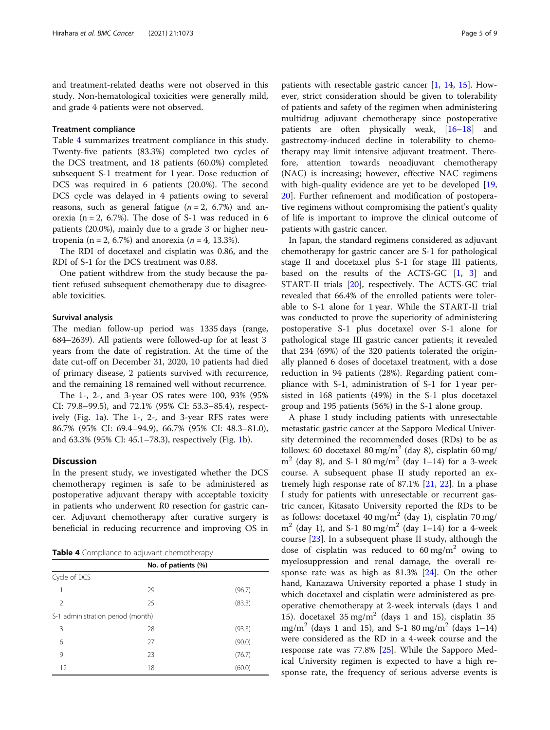and treatment-related deaths were not observed in this study. Non-hematological toxicities were generally mild, and grade 4 patients were not observed.

### Treatment compliance

Table 4 summarizes treatment compliance in this study. Twenty-five patients (83.3%) completed two cycles of the DCS treatment, and 18 patients (60.0%) completed subsequent S-1 treatment for 1 year. Dose reduction of DCS was required in 6 patients (20.0%). The second DCS cycle was delayed in 4 patients owing to several reasons, such as general fatigue ($n = 2$, 6.7%) and anorexia ($n = 2$, 6.7%). The dose of S-1 was reduced in 6 patients (20.0%), mainly due to a grade 3 or higher neutropenia ($n = 2$, 6.7%) and anorexia ($n = 4$, 13.3%).

The RDI of docetaxel and cisplatin was 0.86, and the RDI of S-1 for the DCS treatment was 0.88.

One patient withdrew from the study because the patient refused subsequent chemotherapy due to disagreeable toxicities.

**Table 4** Compliance to adjuvant chemotherapy

| | No. of patients (%) | |
|---|---|---|
| Cycle of DCS | | |
| 1 | 29 | (96.7) |
| 2 | 25 | (83.3) |
| S-1 administration period (month) | | |
| 3 | 28 | (93.3) |
| 6 | 27 | (90.0) |
| 9 | 23 | (76.7) |
| 12 | 18 | (60.0) |

### Survival analysis

The median follow-up period was 1335 days (range, 684–2639). All patients were followed-up for at least 3 years from the date of registration. At the time of the date cut-off on December 31, 2020, 10 patients had died of primary disease, 2 patients survived with recurrence, and the remaining 18 remained well without recurrence.

The 1-, 2-, and 3-year OS rates were 100, 93% (95% CI: 79.8–99.5), and 72.1% (95% CI: 53.3–85.4), respectively (Fig. 1a). The 1-, 2-, and 3-year RFS rates were 86.7% (95% CI: 69.4–94.9), 66.7% (95% CI: 48.3–81.0), and 63.3% (95% CI: 45.1–78.3), respectively (Fig. 1b).

## Discussion

In the present study, we investigated whether the DCS chemotherapy regimen is safe to be administered as postoperative adjuvant therapy with acceptable toxicity in patients who underwent R0 resection for gastric cancer. Adjuvant chemotherapy after curative surgery is beneficial in reducing recurrence and improving OS in patients with resectable gastric cancer [1, 14, 15]. However, strict consideration should be given to tolerability of patients and safety of the regimen when administering multidrug adjuvant chemotherapy since postoperative patients are often physically weak, [16–18] and gastrectomy-induced decline in tolerability to chemotherapy may limit intensive adjuvant treatment. Therefore, attention towards neoadjuvant chemotherapy (NAC) is increasing; however, effective NAC regimens with high-quality evidence are yet to be developed [19, 20]. Further refinement and modification of postoperative regimens without compromising the patient's quality of life is important to improve the clinical outcome of patients with gastric cancer.

In Japan, the standard regimens considered as adjuvant chemotherapy for gastric cancer are S-1 for pathological stage II and docetaxel plus S-1 for stage III patients, based on the results of the ACTS-GC [1, 3] and START-II trials [20], respectively. The ACTS-GC trial revealed that 66.4% of the enrolled patients were tolerable to S-1 alone for 1 year. While the START-II trial was conducted to prove the superiority of administering postoperative S-1 plus docetaxel over S-1 alone for pathological stage III gastric cancer patients; it revealed that 234 (69%) of the 320 patients tolerated the originally planned 6 doses of docetaxel treatment, with a dose reduction in 94 patients (28%). Regarding patient compliance with S-1, administration of S-1 for 1 year persisted in 168 patients (49%) in the S-1 plus docetaxel group and 195 patients (56%) in the S-1 alone group.

A phase I study including patients with unresectable metastatic gastric cancer at the Sapporo Medical University determined the recommended doses (RDs) to be as follows: 60 docetaxel 80 mg/m$^2$ (day 8), cisplatin 60 mg/m$^2$ (day 8), and S-1 80 mg/m$^2$ (day 1–14) for a 3-week course. A subsequent phase II study reported an extremely high response rate of 87.1% [21, 22]. In a phase I study for patients with unresectable or recurrent gastric cancer, Kitasato University reported the RDs to be as follows: docetaxel 40 mg/m$^2$ (day 1), cisplatin 70 mg/m$^2$ (day 1), and S-1 80 mg/m$^2$ (day 1–14) for a 4-week course [23]. In a subsequent phase II study, although the dose of cisplatin was reduced to 60 mg/m$^2$ owing to myelosuppression and renal damage, the overall response rate was as high as 81.3% [24]. On the other hand, Kanazawa University reported a phase I study in which docetaxel and cisplatin were administered as preoperative chemotherapy at 2-week intervals (days 1 and 15). docetaxel 35 mg/m$^2$ (days 1 and 15), cisplatin 35 mg/m$^2$ (days 1 and 15), and S-1 80 mg/m$^2$ (days 1–14) were considered as the RD in a 4-week course and the response rate was 77.8% [25]. While the Sapporo Medical University regimen is expected to have a high response rate, the frequency of serious adverse events is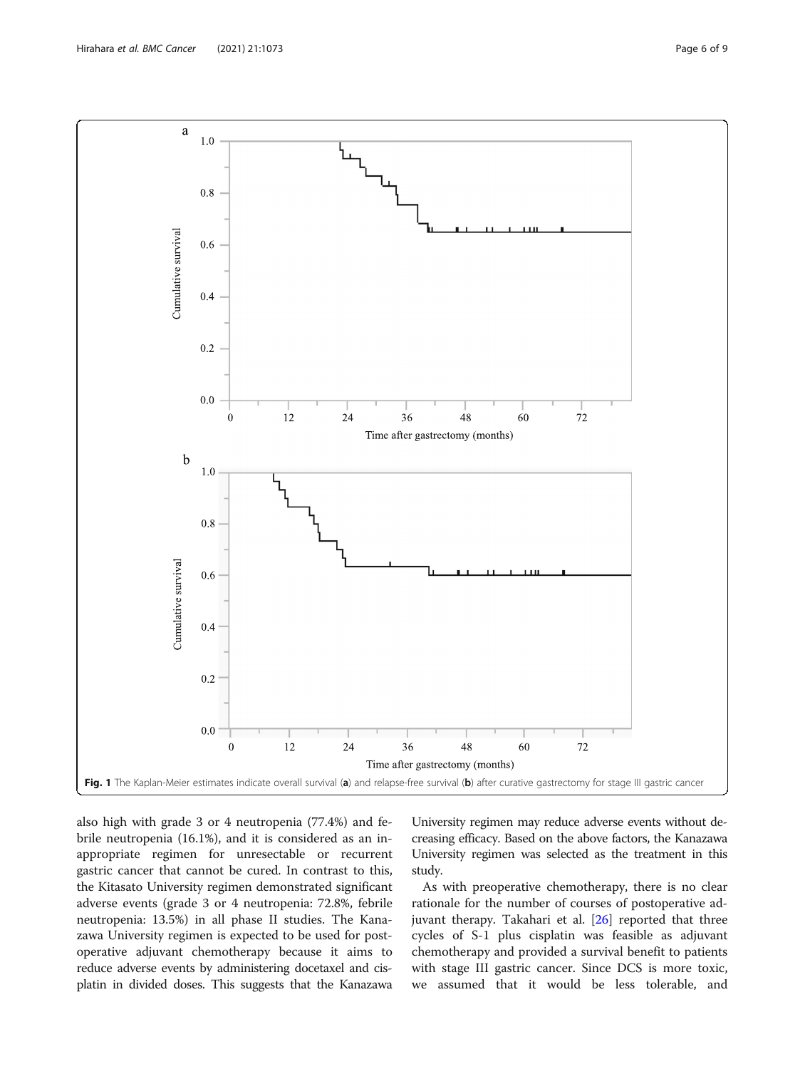Fig. 1 The Kaplan-Meier estimates indicate overall survival (**a**) and relapse-free survival (**b**) after curative gastrectomy for stage III gastric cancer

also high with grade 3 or 4 neutropenia (77.4%) and febrile neutropenia (16.1%), and it is considered as an inappropriate regimen for unresectable or recurrent gastric cancer that cannot be cured. In contrast to this, the Kitasato University regimen demonstrated significant adverse events (grade 3 or 4 neutropenia: 72.8%, febrile neutropenia: 13.5%) in all phase II studies. The Kanazawa University regimen is expected to be used for postoperative adjuvant chemotherapy because it aims to reduce adverse events by administering docetaxel and cisplatin in divided doses. This suggests that the Kanazawa University regimen may reduce adverse events without decreasing efficacy. Based on the above factors, the Kanazawa University regimen was selected as the treatment in this study.

As with preoperative chemotherapy, there is no clear rationale for the number of courses of postoperative adjuvant therapy. Takahari et al. [26] reported that three cycles of S-1 plus cisplatin was feasible as adjuvant chemotherapy and provided a survival benefit to patients with stage III gastric cancer. Since DCS is more toxic, we assumed that it would be less tolerable, and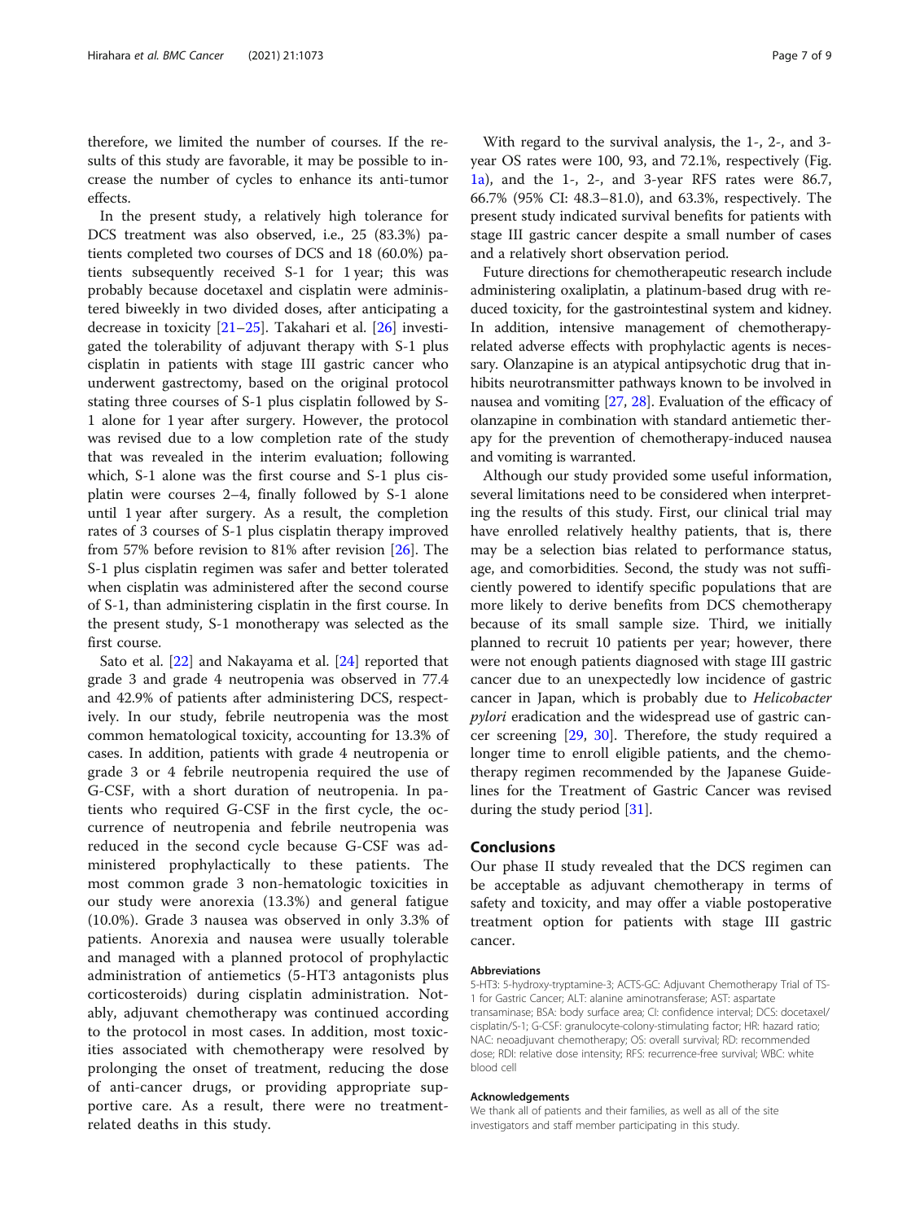therefore, we limited the number of courses. If the results of this study are favorable, it may be possible to increase the number of cycles to enhance its anti-tumor effects.

In the present study, a relatively high tolerance for DCS treatment was also observed, i.e., 25 (83.3%) patients completed two courses of DCS and 18 (60.0%) patients subsequently received S-1 for 1 year; this was probably because docetaxel and cisplatin were administered biweekly in two divided doses, after anticipating a decrease in toxicity [21–25]. Takahari et al. [26] investigated the tolerability of adjuvant therapy with S-1 plus cisplatin in patients with stage III gastric cancer who underwent gastrectomy, based on the original protocol stating three courses of S-1 plus cisplatin followed by S-1 alone for 1 year after surgery. However, the protocol was revised due to a low completion rate of the study that was revealed in the interim evaluation; following which, S-1 alone was the first course and S-1 plus cisplatin were courses 2–4, finally followed by S-1 alone until 1 year after surgery. As a result, the completion rates of 3 courses of S-1 plus cisplatin therapy improved from 57% before revision to 81% after revision [26]. The S-1 plus cisplatin regimen was safer and better tolerated when cisplatin was administered after the second course of S-1, than administering cisplatin in the first course. In the present study, S-1 monotherapy was selected as the first course.

Sato et al. [22] and Nakayama et al. [24] reported that grade 3 and grade 4 neutropenia was observed in 77.4 and 42.9% of patients after administering DCS, respectively. In our study, febrile neutropenia was the most common hematological toxicity, accounting for 13.3% of cases. In addition, patients with grade 4 neutropenia or grade 3 or 4 febrile neutropenia required the use of G-CSF, with a short duration of neutropenia. In patients who required G-CSF in the first cycle, the occurrence of neutropenia and febrile neutropenia was reduced in the second cycle because G-CSF was administered prophylactically to these patients. The most common grade 3 non-hematologic toxicities in our study were anorexia (13.3%) and general fatigue (10.0%). Grade 3 nausea was observed in only 3.3% of patients. Anorexia and nausea were usually tolerable and managed with a planned protocol of prophylactic administration of antiemetics (5-HT3 antagonists plus corticosteroids) during cisplatin administration. Notably, adjuvant chemotherapy was continued according to the protocol in most cases. In addition, most toxicities associated with chemotherapy were resolved by prolonging the onset of treatment, reducing the dose of anti-cancer drugs, or providing appropriate supportive care. As a result, there were no treatment-related deaths in this study.

With regard to the survival analysis, the 1-, 2-, and 3-year OS rates were 100, 93, and 72.1%, respectively (Fig. 1a), and the 1-, 2-, and 3-year RFS rates were 86.7, 66.7% (95% CI: 48.3–81.0), and 63.3%, respectively. The present study indicated survival benefits for patients with stage III gastric cancer despite a small number of cases and a relatively short observation period.

Future directions for chemotherapeutic research include administering oxaliplatin, a platinum-based drug with reduced toxicity, for the gastrointestinal system and kidney. In addition, intensive management of chemotherapy-related adverse effects with prophylactic agents is necessary. Olanzapine is an atypical antipsychotic drug that inhibits neurotransmitter pathways known to be involved in nausea and vomiting [27, 28]. Evaluation of the efficacy of olanzapine in combination with standard antiemetic therapy for the prevention of chemotherapy-induced nausea and vomiting is warranted.

Although our study provided some useful information, several limitations need to be considered when interpreting the results of this study. First, our clinical trial may have enrolled relatively healthy patients, that is, there may be a selection bias related to performance status, age, and comorbidities. Second, the study was not sufficiently powered to identify specific populations that are more likely to derive benefits from DCS chemotherapy because of its small sample size. Third, we initially planned to recruit 10 patients per year; however, there were not enough patients diagnosed with stage III gastric cancer due to an unexpectedly low incidence of gastric cancer in Japan, which is probably due to *Helicobacter pylori* eradication and the widespread use of gastric cancer screening [29, 30]. Therefore, the study required a longer time to enroll eligible patients, and the chemotherapy regimen recommended by the Japanese Guidelines for the Treatment of Gastric Cancer was revised during the study period [31].

## Conclusions

Our phase II study revealed that the DCS regimen can be acceptable as adjuvant chemotherapy in terms of safety and toxicity, and may offer a viable postoperative treatment option for patients with stage III gastric cancer.

#### Abbreviations

5-HT3: 5-hydroxy-tryptamine-3; ACTS-GC: Adjuvant Chemotherapy Trial of TS-1 for Gastric Cancer; ALT: alanine aminotransferase; AST: aspartate transaminase; BSA: body surface area; CI: confidence interval; DCS: docetaxel/cisplatin/S-1; G-CSF: granulocyte-colony-stimulating factor; HR: hazard ratio; NAC: neoadjuvant chemotherapy; OS: overall survival; RD: recommended dose; RDI: relative dose intensity; RFS: recurrence-free survival; WBC: white blood cell

#### Acknowledgements

We thank all of patients and their families, as well as all of the site investigators and staff member participating in this study.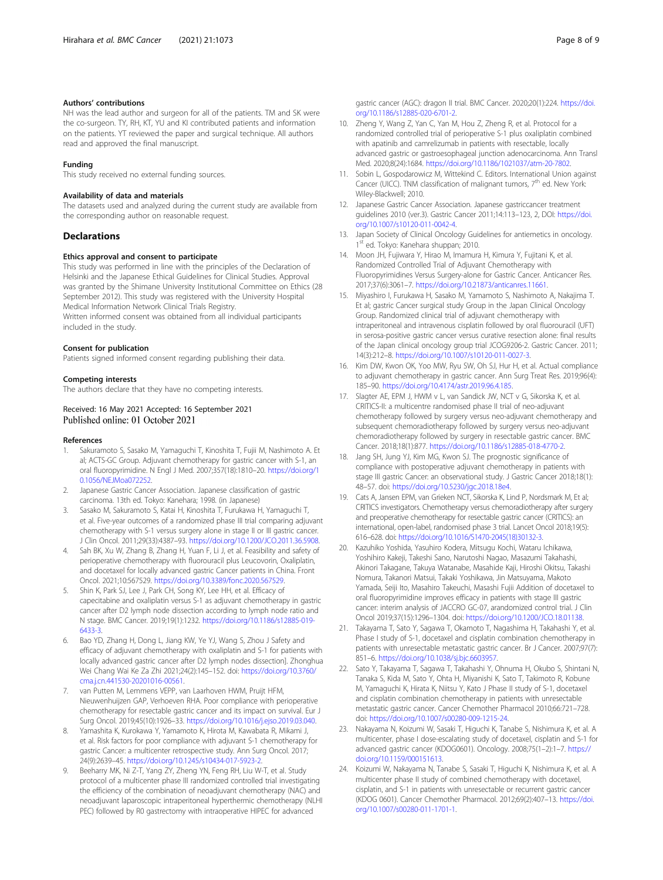#### Authors' contributions

NH was the lead author and surgeon for all of the patients. TM and SK were the co-surgeon. TY, RH, KT, YU and KI contributed patients and information on the patients. YT reviewed the paper and surgical technique. All authors read and approved the final manuscript.

#### Funding

This study received no external funding sources.

#### Availability of data and materials

The datasets used and analyzed during the current study are available from the corresponding author on reasonable request.

## Declarations

#### Ethics approval and consent to participate

This study was performed in line with the principles of the Declaration of Helsinki and the Japanese Ethical Guidelines for Clinical Studies. Approval was granted by the Shimane University Institutional Committee on Ethics (28 September 2012). This study was registered with the University Hospital Medical Information Network Clinical Trials Registry.
Written informed consent was obtained from all individual participants included in the study.

#### Consent for publication

Patients signed informed consent regarding publishing their data.

#### Competing interests

The authors declare that they have no competing interests.

Received: 16 May 2021 Accepted: 16 September 2021
Published online: 01 October 2021

#### References

1. Sakuramoto S, Sasako M, Yamaguchi T, Kinoshita T, Fujii M, Nashimoto A. Et al; ACTS-GC Group. Adjuvant chemotherapy for gastric cancer with S-1, an oral fluoropyrimidine. N Engl J Med. 2007;357(18):1810–20. https://doi.org/10.1056/NEJMoa072252.
2. Japanese Gastric Cancer Association. Japanese classification of gastric carcinoma. 13th ed. Tokyo: Kanehara; 1998. (in Japanese)
3. Sasako M, Sakuramoto S, Katai H, Kinoshita T, Furukawa H, Yamaguchi T, et al. Five-year outcomes of a randomized phase III trial comparing adjuvant chemotherapy with S-1 versus surgery alone in stage II or III gastric cancer. J Clin Oncol. 2011;29(33):4387–93. https://doi.org/10.1200/JCO.2011.36.5908.
4. Sah BK, Xu W, Zhang B, Zhang H, Yuan F, Li J, et al. Feasibility and safety of perioperative chemotherapy with fluorouracil plus Leucovorin, Oxaliplatin, and docetaxel for locally advanced gastric Cancer patients in China. Front Oncol. 2021;10:567529. https://doi.org/10.3389/fonc.2020.567529.
5. Shin K, Park SJ, Lee J, Park CH, Song KY, Lee HH, et al. Efficacy of capecitabine and oxaliplatin versus S-1 as adjuvant chemotherapy in gastric cancer after D2 lymph node dissection according to lymph node ratio and N stage. BMC Cancer. 2019;19(1):1232. https://doi.org/10.1186/s12885-019-6433-3.
6. Bao YD, Zhang H, Dong L, Jiang KW, Ye YJ, Wang S, Zhou J Safety and efficacy of adjuvant chemotherapy with oxaliplatin and S-1 for patients with locally advanced gastric cancer after D2 lymph nodes dissection]. Zhonghua Wei Chang Wai Ke Za Zhi 2021;24(2):145–152. doi: https://doi.org/10.3760/cma.j.cn.441530-20201016-00561.
7. van Putten M, Lemmens VEPP, van Laarhoven HWM, Pruijt HFM, Nieuwenhuijzen GAP, Verhoeven RHA. Poor compliance with perioperative chemotherapy for resectable gastric cancer and its impact on survival. Eur J Surg Oncol. 2019;45(10):1926–33. https://doi.org/10.1016/j.ejso.2019.03.040.
8. Yamashita K, Kurokawa Y, Yamamoto K, Hirota M, Kawabata R, Mikami J, et al. Risk factors for poor compliance with adjuvant S-1 chemotherapy for gastric Cancer: a multicenter retrospective study. Ann Surg Oncol. 2017; 24(9):2639–45. https://doi.org/10.1245/s10434-017-5923-2.
9. Beeharry MK, Ni Z-T, Yang ZY, Zheng YN, Feng RH, Liu W-T, et al. Study protocol of a multicenter phase III randomized controlled trial investigating the efficiency of the combination of neoadjuvant chemotherapy (NAC) and neoadjuvant laparoscopic intraperitoneal hyperthermic chemotherapy (NLHIPEC) followed by R0 gastrectomy with intraoperative HIPEC for advanced gastric cancer (AGC): dragon II trial. BMC Cancer. 2020;20(1):224. https://doi.org/10.1186/s12885-020-6701-2.
10. Zheng Y, Wang Z, Yan C, Yan M, Hou Z, Zheng R, et al. Protocol for a randomized controlled trial of perioperative S-1 plus oxaliplatin combined with apatinib and camrelizumab in patients with resectable, locally advanced gastric or gastroesophageal junction adenocarcinoma. Ann Transl Med. 2020;8(24):1684. https://doi.org/10.1186/1021037/atm-20-7802.
11. Sobin L, Gospodarowicz M, Wittekind C. Editors. International Union against Cancer (UICC). TNM classification of malignant tumors, 7th ed. New York: Wiley-Blackwell; 2010.
12. Japanese Gastric Cancer Association. Japanese gastriccancer treatment guidelines 2010 (ver.3). Gastric Cancer 2011;14:113–123, 2, DOI: https://doi.org/10.1007/s10120-011-0042-4.
13. Japan Society of Clinical Oncology Guidelines for antiemetics in oncology. 1st ed. Tokyo: Kanehara shuppan; 2010.
14. Moon JH, Fujiwara Y, Hirao M, Imamura H, Kimura Y, Fujitani K, et al. Randomized Controlled Trial of Adjuvant Chemotherapy with Fluoropyrimidines Versus Surgery-alone for Gastric Cancer. Anticancer Res. 2017;37(6):3061–7. https://doi.org/10.21873/anticanres.11661.
15. Miyashiro I, Furukawa H, Sasako M, Yamamoto S, Nashimoto A, Nakajima T. Et al; gastric Cancer surgical study Group in the Japan Clinical Oncology Group. Randomized clinical trial of adjuvant chemotherapy with intraperitoneal and intravenous cisplatin followed by oral fluorouracil (UFT) in serosa-positive gastric cancer versus curative resection alone: final results of the Japan clinical oncology group trial JCOG9206-2. Gastric Cancer. 2011; 14(3):212–8. https://doi.org/10.1007/s10120-011-0027-3.
16. Kim DW, Kwon OK, Yoo MW, Ryu SW, Oh SJ, Hur H, et al. Actual compliance to adjuvant chemotherapy in gastric cancer. Ann Surg Treat Res. 2019;96(4): 185–90. https://doi.org/10.4174/astr.2019.96.4.185.
17. Slagter AE, EPM J, HWM v L, van Sandick JW, NCT v G, Sikorska K, et al. CRITICS-II: a multicentre randomised phase II trial of neo-adjuvant chemotherapy followed by surgery versus neo-adjuvant chemotherapy and subsequent chemoradiotherapy followed by surgery versus neo-adjuvant chemoradiotherapy followed by surgery in resectable gastric cancer. BMC Cancer. 2018;18(1):877. https://doi.org/10.1186/s12885-018-4770-2.
18. Jang SH, Jung YJ, Kim MG, Kwon SJ. The prognostic significance of compliance with postoperative adjuvant chemotherapy in patients with stage III gastric Cancer: an observational study. J Gastric Cancer 2018;18(1): 48–57. doi: https://doi.org/10.5230/jgc.2018.18e4.
19. Cats A, Jansen EPM, van Grieken NCT, Sikorska K, Lind P, Nordsmark M, Et al; CRITICS investigators. Chemotherapy versus chemoradiotherapy after surgery and preoperative chemotherapy for resectable gastric cancer (CRITICS): an international, open-label, randomised phase 3 trial. Lancet Oncol 2018;19(5): 616–628. doi: https://doi.org/10.1016/S1470-2045(18)30132-3.
20. Kazuhiko Yoshida, Yasuhiro Kodera, Mitsugu Kochi, Wataru Ichikawa, Yoshihiro Kakeji, Takeshi Sano, Narutoshi Nagao, Masazumi Takahashi, Akinori Takagane, Takuya Watanabe, Masahide Kaji, Hiroshi Okitsu, Takashi Nomura, Takanori Matsui, Takaki Yoshikawa, Jin Matsuyama, Makoto Yamada, Seiji Ito, Masahiro Takeuchi, Masashi Fujii Addition of docetaxel to oral fluoropyrimidine improves efficacy in patients with stage III gastric cancer: interim analysis of JACCRO GC-07, arandomized control trial. J Clin Oncol 2019;37(15):1296–1304. doi: https://doi.org/10.1200/JCO.18.01138.
21. Takayama T, Sato Y, Sagawa T, Okamoto T, Nagashima H, Takahashi Y, et al. Phase I study of S-1, docetaxel and cisplatin combination chemotherapy in patients with unresectable metastatic gastric cancer. Br J Cancer. 2007;97(7): 851–6. https://doi.org/10.1038/sj.bjc.6603957.
22. Sato Y, Takayama T, Sagawa T, Takahashi Y, Ohnuma H, Okubo S, Shintani N, Tanaka S, Kida M, Sato Y, Ohta H, Miyanishi K, Sato T, Takimoto R, Kobune M, Yamaguchi K, Hirata K, Niitsu Y, Kato J Phase II study of S-1, docetaxel and cisplatin combination chemotherapy in patients with unresectable metastatic gastric cancer. Cancer Chemother Pharmacol 2010;66:721–728. doi: https://doi.org/10.1007/s00280-009-1215-24.
23. Nakayama N, Koizumi W, Sasaki T, Higuchi K, Tanabe S, Nishimura K, et al. A multicenter, phase I dose-escalating study of docetaxel, cisplatin and S-1 for advanced gastric cancer (KDOG0601). Oncology. 2008;75(1–2):1–7. https://doi.org/10.1159/000151613.
24. Koizumi W, Nakayama N, Tanabe S, Sasaki T, Higuchi K, Nishimura K, et al. A multicenter phase II study of combined chemotherapy with docetaxel, cisplatin, and S-1 in patients with unresectable or recurrent gastric cancer (KDOG 0601). Cancer Chemother Pharmacol. 2012;69(2):407–13. https://doi.org/10.1007/s00280-011-1701-1.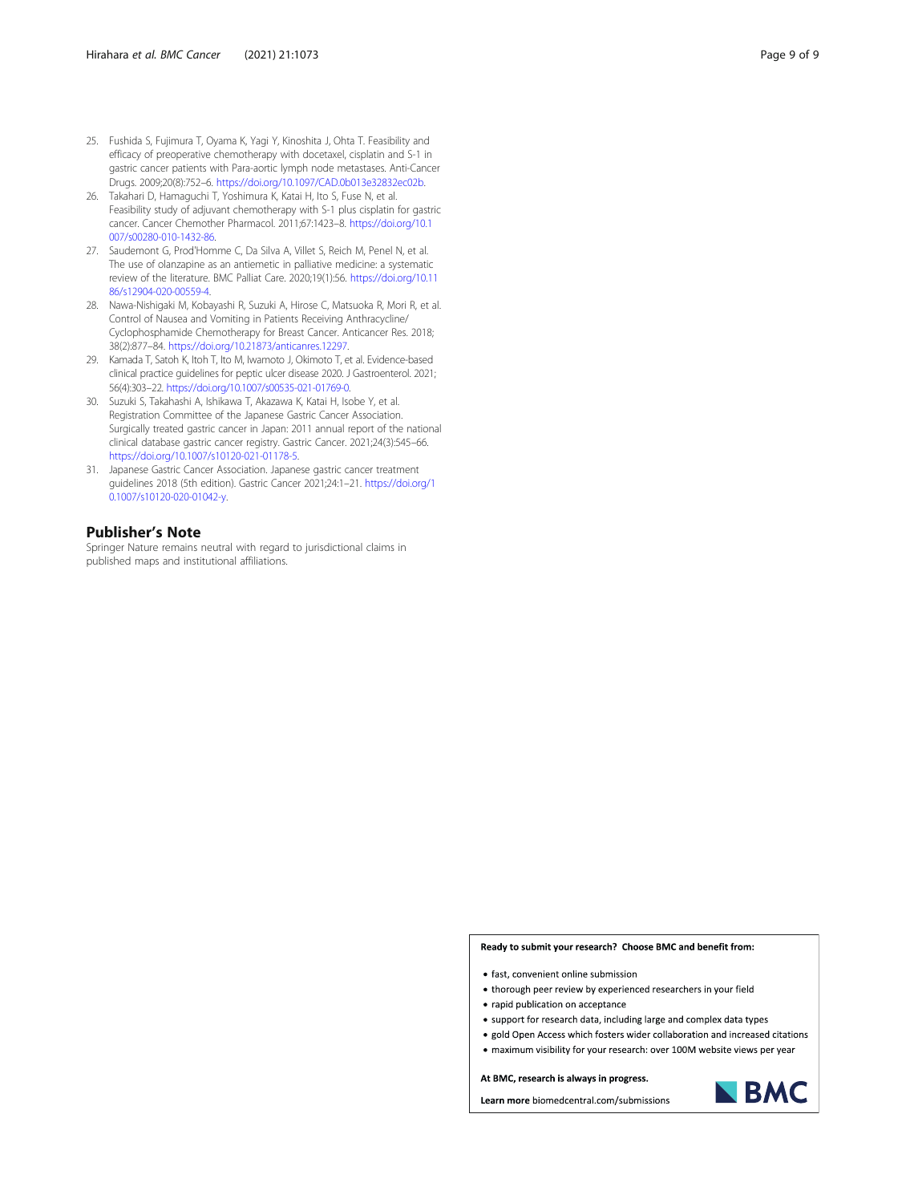25. Fushida S, Fujimura T, Oyama K, Yagi Y, Kinoshita J, Ohta T. Feasibility and efficacy of preoperative chemotherapy with docetaxel, cisplatin and S-1 in gastric cancer patients with Para-aortic lymph node metastases. Anti-Cancer Drugs. 2009;20(8):752–6. https://doi.org/10.1097/CAD.0b013e32832ec02b.
26. Takahari D, Hamaguchi T, Yoshimura K, Katai H, Ito S, Fuse N, et al. Feasibility study of adjuvant chemotherapy with S-1 plus cisplatin for gastric cancer. Cancer Chemother Pharmacol. 2011;67:1423–8. https://doi.org/10.1007/s00280-010-1432-86.
27. Saudemont G, Prod'Homme C, Da Silva A, Villet S, Reich M, Penel N, et al. The use of olanzapine as an antiemetic in palliative medicine: a systematic review of the literature. BMC Palliat Care. 2020;19(1):56. https://doi.org/10.1186/s12904-020-00559-4.
28. Nawa-Nishigaki M, Kobayashi R, Suzuki A, Hirose C, Matsuoka R, Mori R, et al. Control of Nausea and Vomiting in Patients Receiving Anthracycline/Cyclophosphamide Chemotherapy for Breast Cancer. Anticancer Res. 2018;38(2):877–84. https://doi.org/10.21873/anticanres.12297.
29. Kamada T, Satoh K, Itoh T, Ito M, Iwamoto J, Okimoto T, et al. Evidence-based clinical practice guidelines for peptic ulcer disease 2020. J Gastroenterol. 2021;56(4):303–22. https://doi.org/10.1007/s00535-021-01769-0.
30. Suzuki S, Takahashi A, Ishikawa T, Akazawa K, Katai H, Isobe Y, et al. Registration Committee of the Japanese Gastric Cancer Association. Surgically treated gastric cancer in Japan: 2011 annual report of the national clinical database gastric cancer registry. Gastric Cancer. 2021;24(3):545–66. https://doi.org/10.1007/s10120-021-01178-5.
31. Japanese Gastric Cancer Association. Japanese gastric cancer treatment guidelines 2018 (5th edition). Gastric Cancer 2021;24:1–21. https://doi.org/10.1007/s10120-020-01042-y.

## Publisher's Note

Springer Nature remains neutral with regard to jurisdictional claims in published maps and institutional affiliations.

**Ready to submit your research? Choose BMC and benefit from:**

- fast, convenient online submission
- thorough peer review by experienced researchers in your field
- rapid publication on acceptance
- support for research data, including large and complex data types
- gold Open Access which fosters wider collaboration and increased citations
- maximum visibility for your research: over 100M website views per year

**At BMC, research is always in progress.**

**Learn more** biomedcentral.com/submissions

BMC